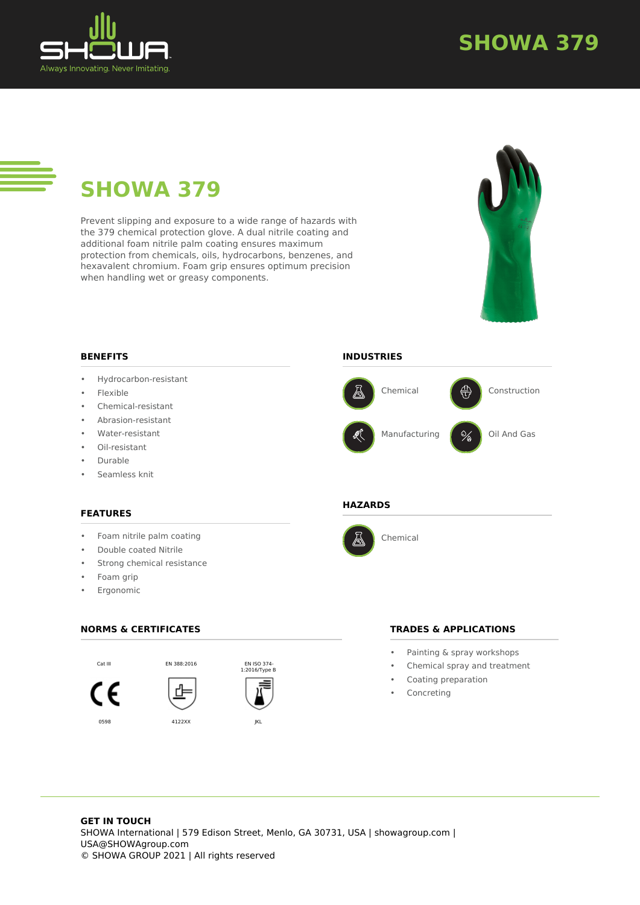# SHOWA 379

Prevent slipping and exposure to a wide range of hazards with the 379 chemical protection glove. A dual nitrile coating and additional foam nitrile palm coating ensures maximum protection from chemicals, oils, hydrocarbons, benzenes, and hexavalent chromium. Foam grip ensures optimum precision when handling wet or greasy components.

## BENEFITS

- Hydrocarbon-resistant
- Flexible
- Chemical-resistant
- Abrasion-resistant
- Water-resistant
- Oil-resistant
- Durable
- Seamless knit

## INDUSTRIES

- Chemical
- Construction
- Manufacturing
- Oil And Gas

## FEATURES

- Foam nitrile palm coating
- Double coated Nitrile
- Strong chemical resistance
- Foam grip
- Ergonomic

## HAZARDS

- Chemical

## NORMS & CERTIFICATES

| Cat III | EN 388:2016 | EN ISO 374-1:2016/Type B |
|---|---|---|
| 0598 | 4122XX | JKL |

## TRADES & APPLICATIONS

- Painting & spray workshops
- Chemical spray and treatment
- Coating preparation
- Concreting

**GET IN TOUCH**
SHOWA International | 579 Edison Street, Menlo, GA 30731, USA | showagroup.com | USA@SHOWAgroup.com
© SHOWA GROUP 2021 | All rights reserved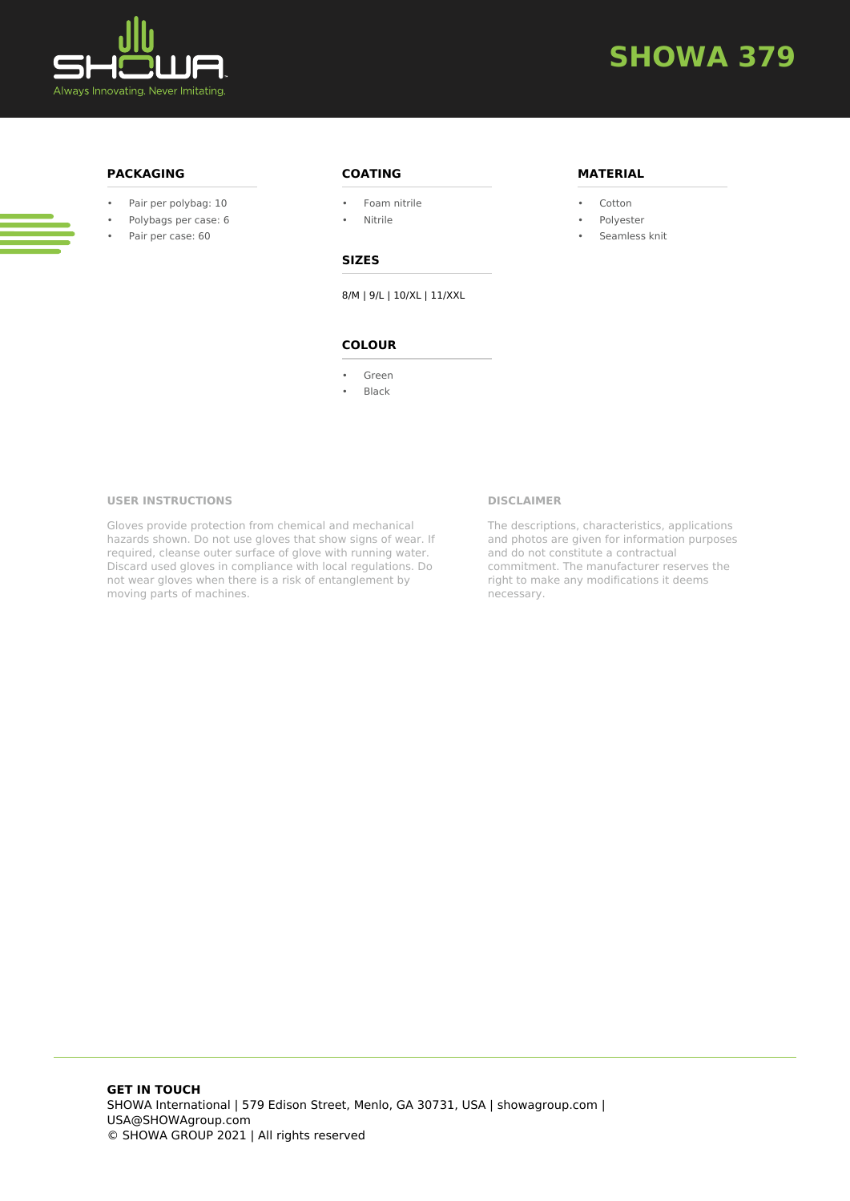# SHOWA 379

## PACKAGING

- Pair per polybag: 10
- Polybags per case: 6
- Pair per case: 60

## COATING

- Foam nitrile
- Nitrile

## SIZES

8/M | 9/L | 10/XL | 11/XXL

## COLOUR

- Green
- Black

## MATERIAL

- Cotton
- Polyester
- Seamless knit

## USER INSTRUCTIONS

Gloves provide protection from chemical and mechanical hazards shown. Do not use gloves that show signs of wear. If required, cleanse outer surface of glove with running water. Discard used gloves in compliance with local regulations. Do not wear gloves when there is a risk of entanglement by moving parts of machines.

## DISCLAIMER

The descriptions, characteristics, applications and photos are given for information purposes and do not constitute a contractual commitment. The manufacturer reserves the right to make any modifications it deems necessary.

**GET IN TOUCH**
SHOWA International | 579 Edison Street, Menlo, GA 30731, USA | showagroup.com | USA@SHOWAgroup.com
© SHOWA GROUP 2021 | All rights reserved